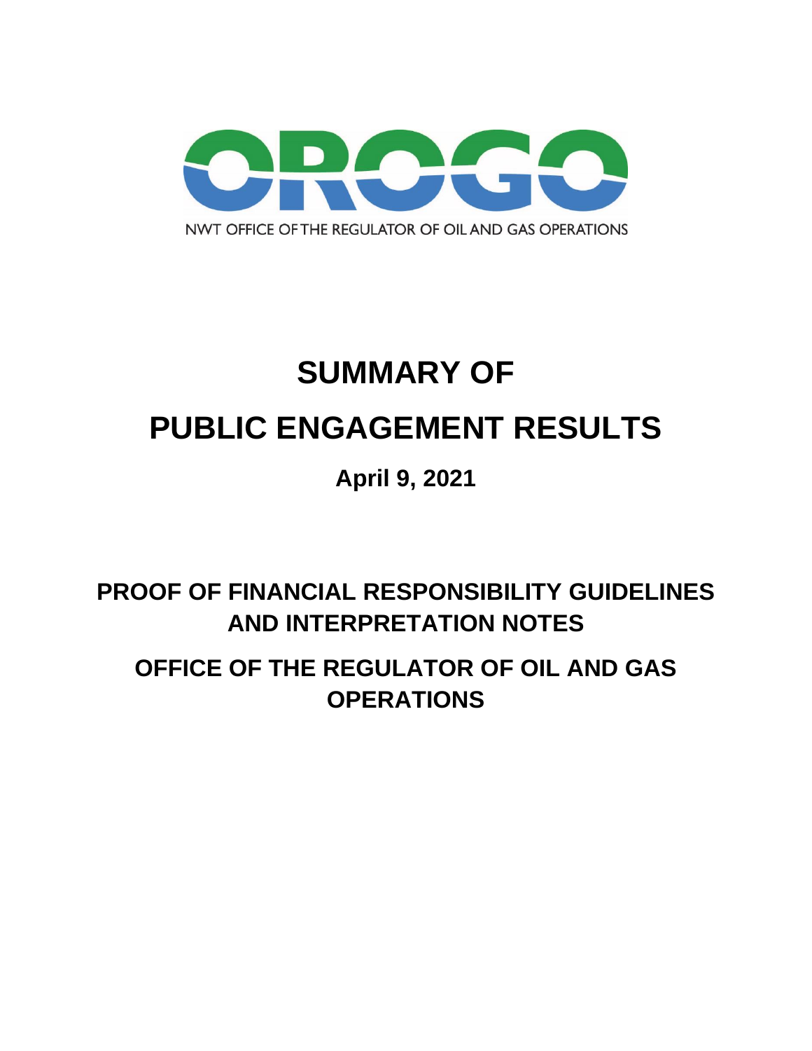OROGO

NWT OFFICE OF THE REGULATOR OF OIL AND GAS OPERATIONS

# SUMMARY OF PUBLIC ENGAGEMENT RESULTS

**April 9, 2021**

## PROOF OF FINANCIAL RESPONSIBILITY GUIDELINES AND INTERPRETATION NOTES

## OFFICE OF THE REGULATOR OF OIL AND GAS OPERATIONS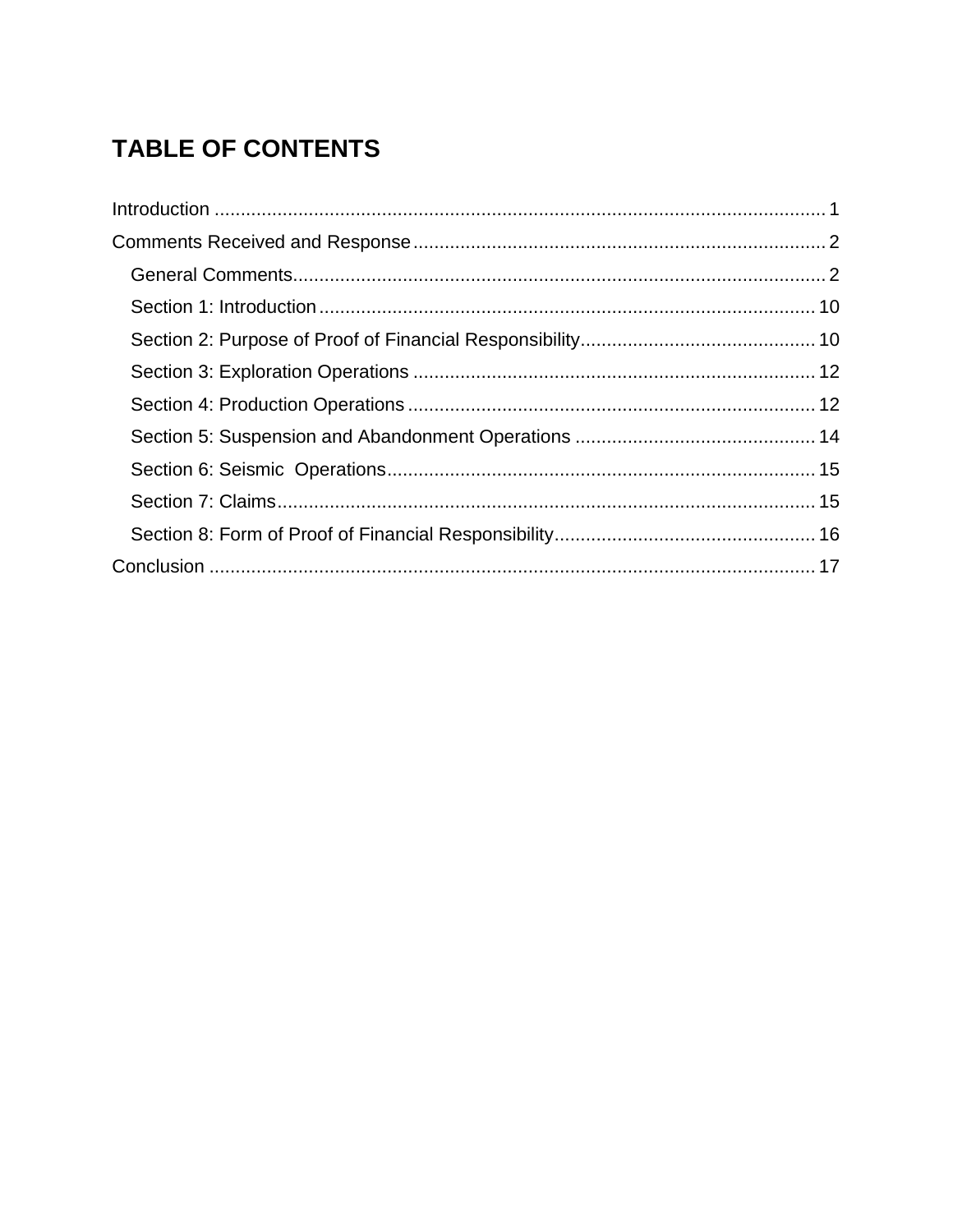# TABLE OF CONTENTS

Introduction ..................................................................................................................... 1

Comments Received and Response .............................................................................. 2

- General Comments...................................................................................................... 2
- Section 1: Introduction ............................................................................................... 10
- Section 2: Purpose of Proof of Financial Responsibility............................................. 10
- Section 3: Exploration Operations ............................................................................. 12
- Section 4: Production Operations .............................................................................. 12
- Section 5: Suspension and Abandonment Operations .............................................. 14
- Section 6: Seismic  Operations.................................................................................. 15
- Section 7: Claims....................................................................................................... 15
- Section 8: Form of Proof of Financial Responsibility.................................................. 16

Conclusion .................................................................................................................... 17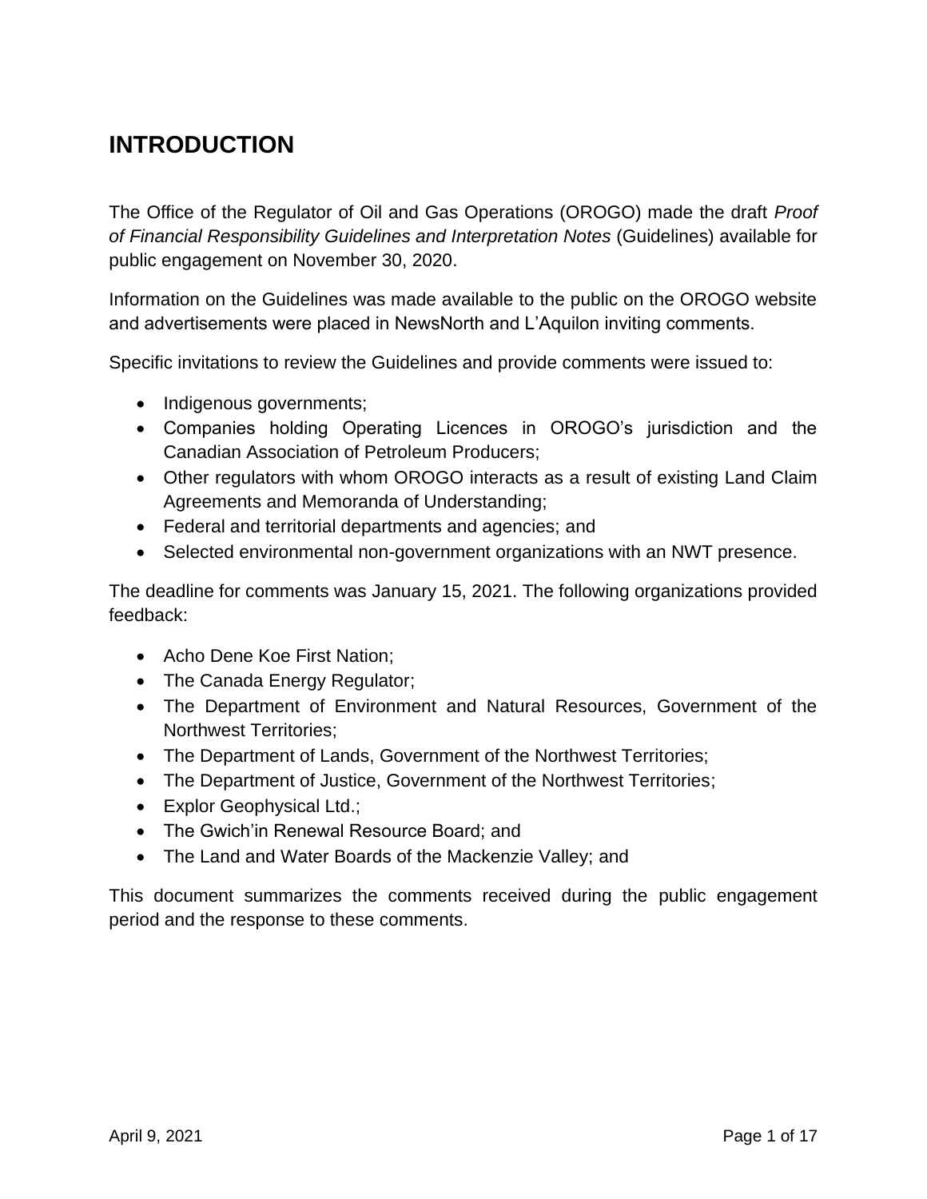# INTRODUCTION

The Office of the Regulator of Oil and Gas Operations (OROGO) made the draft *Proof of Financial Responsibility Guidelines and Interpretation Notes* (Guidelines) available for public engagement on November 30, 2020.

Information on the Guidelines was made available to the public on the OROGO website and advertisements were placed in NewsNorth and L'Aquilon inviting comments.

Specific invitations to review the Guidelines and provide comments were issued to:

- Indigenous governments;
- Companies holding Operating Licences in OROGO's jurisdiction and the Canadian Association of Petroleum Producers;
- Other regulators with whom OROGO interacts as a result of existing Land Claim Agreements and Memoranda of Understanding;
- Federal and territorial departments and agencies; and
- Selected environmental non-government organizations with an NWT presence.

The deadline for comments was January 15, 2021. The following organizations provided feedback:

- Acho Dene Koe First Nation;
- The Canada Energy Regulator;
- The Department of Environment and Natural Resources, Government of the Northwest Territories;
- The Department of Lands, Government of the Northwest Territories;
- The Department of Justice, Government of the Northwest Territories;
- Explor Geophysical Ltd.;
- The Gwich'in Renewal Resource Board; and
- The Land and Water Boards of the Mackenzie Valley; and

This document summarizes the comments received during the public engagement period and the response to these comments.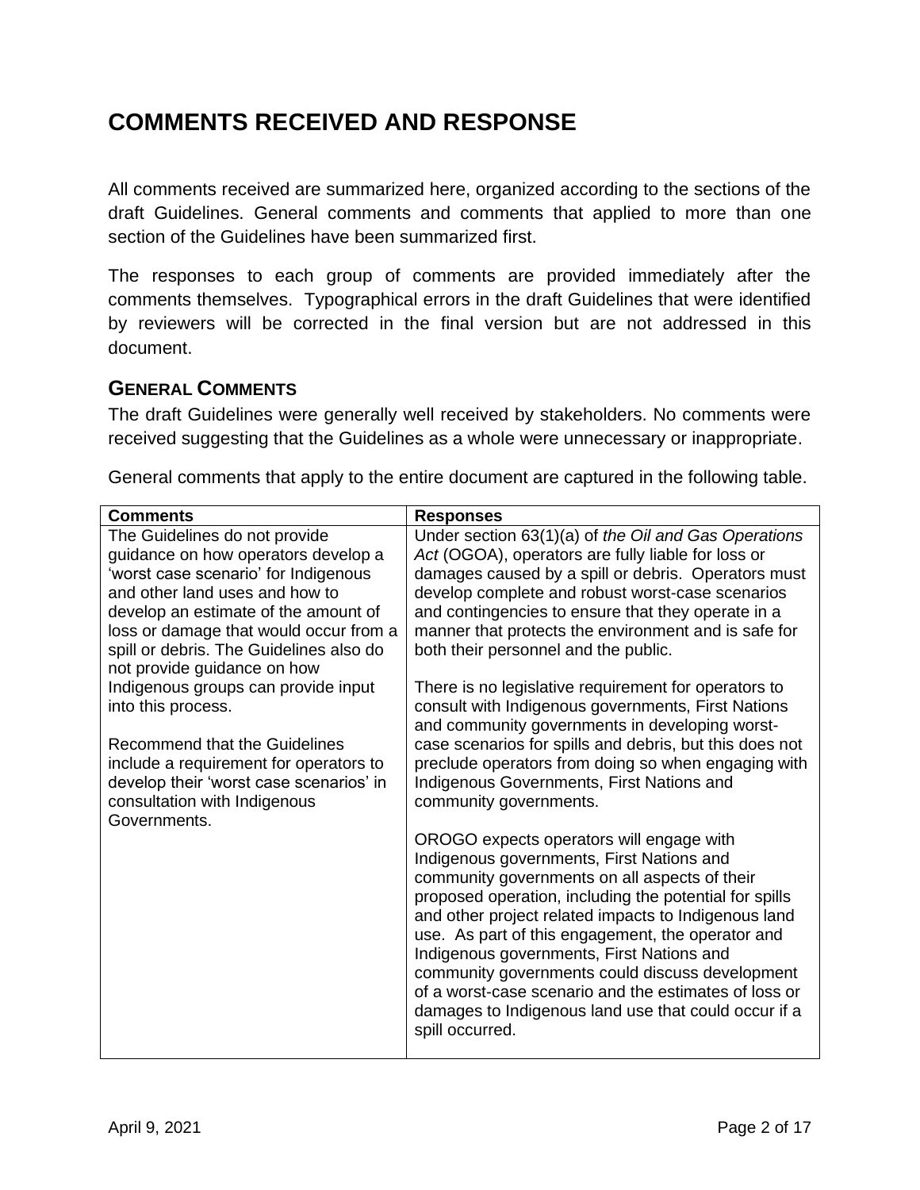# COMMENTS RECEIVED AND RESPONSE

All comments received are summarized here, organized according to the sections of the draft Guidelines. General comments and comments that applied to more than one section of the Guidelines have been summarized first.

The responses to each group of comments are provided immediately after the comments themselves. Typographical errors in the draft Guidelines that were identified by reviewers will be corrected in the final version but are not addressed in this document.

## GENERAL COMMENTS

The draft Guidelines were generally well received by stakeholders. No comments were received suggesting that the Guidelines as a whole were unnecessary or inappropriate.

General comments that apply to the entire document are captured in the following table.

| Comments | Responses |
|---|---|
| The Guidelines do not provide guidance on how operators develop a 'worst case scenario' for Indigenous and other land uses and how to develop an estimate of the amount of loss or damage that would occur from a spill or debris. The Guidelines also do not provide guidance on how Indigenous groups can provide input into this process.<br><br>Recommend that the Guidelines include a requirement for operators to develop their 'worst case scenarios' in consultation with Indigenous Governments. | Under section 63(1)(a) of *the Oil and Gas Operations Act* (OGOA), operators are fully liable for loss or damages caused by a spill or debris. Operators must develop complete and robust worst-case scenarios and contingencies to ensure that they operate in a manner that protects the environment and is safe for both their personnel and the public.<br><br>There is no legislative requirement for operators to consult with Indigenous governments, First Nations and community governments in developing worst-case scenarios for spills and debris, but this does not preclude operators from doing so when engaging with Indigenous Governments, First Nations and community governments.<br><br>OROGO expects operators will engage with Indigenous governments, First Nations and community governments on all aspects of their proposed operation, including the potential for spills and other project related impacts to Indigenous land use. As part of this engagement, the operator and Indigenous governments, First Nations and community governments could discuss development of a worst-case scenario and the estimates of loss or damages to Indigenous land use that could occur if a spill occurred. |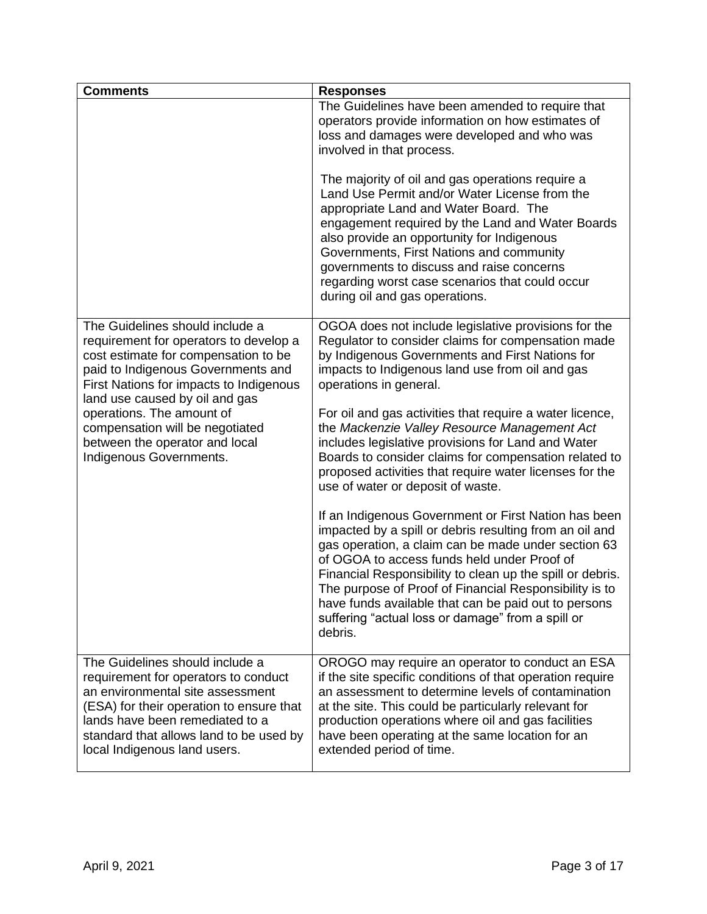| Comments | Responses |
|---|---|
| | The Guidelines have been amended to require that operators provide information on how estimates of loss and damages were developed and who was involved in that process.<br><br>The majority of oil and gas operations require a Land Use Permit and/or Water License from the appropriate Land and Water Board. The engagement required by the Land and Water Boards also provide an opportunity for Indigenous Governments, First Nations and community governments to discuss and raise concerns regarding worst case scenarios that could occur during oil and gas operations. |
| The Guidelines should include a requirement for operators to develop a cost estimate for compensation to be paid to Indigenous Governments and First Nations for impacts to Indigenous land use caused by oil and gas operations. The amount of compensation will be negotiated between the operator and local Indigenous Governments. | OGOA does not include legislative provisions for the Regulator to consider claims for compensation made by Indigenous Governments and First Nations for impacts to Indigenous land use from oil and gas operations in general.<br><br>For oil and gas activities that require a water licence, the *Mackenzie Valley Resource Management Act* includes legislative provisions for Land and Water Boards to consider claims for compensation related to proposed activities that require water licenses for the use of water or deposit of waste.<br><br>If an Indigenous Government or First Nation has been impacted by a spill or debris resulting from an oil and gas operation, a claim can be made under section 63 of OGOA to access funds held under Proof of Financial Responsibility to clean up the spill or debris. The purpose of Proof of Financial Responsibility is to have funds available that can be paid out to persons suffering "actual loss or damage" from a spill or debris. |
| The Guidelines should include a requirement for operators to conduct an environmental site assessment (ESA) for their operation to ensure that lands have been remediated to a standard that allows land to be used by local Indigenous land users. | OROGO may require an operator to conduct an ESA if the site specific conditions of that operation require an assessment to determine levels of contamination at the site. This could be particularly relevant for production operations where oil and gas facilities have been operating at the same location for an extended period of time. |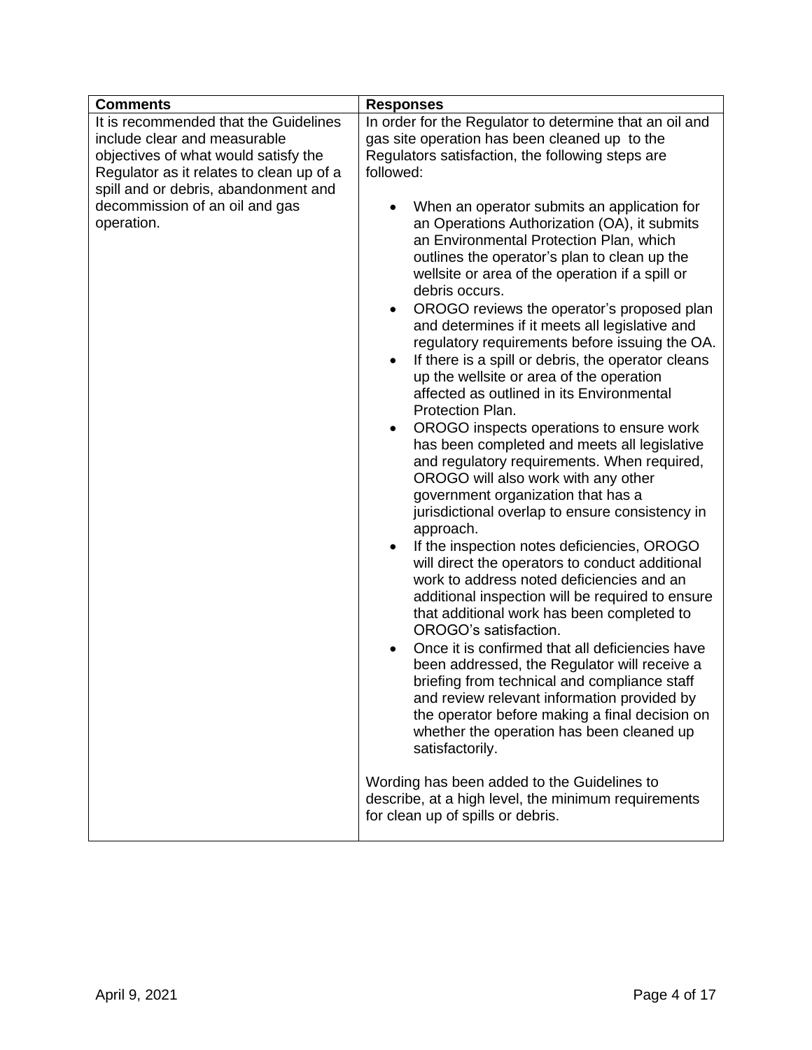| Comments | Responses |
| --- | --- |
| It is recommended that the Guidelines include clear and measurable objectives of what would satisfy the Regulator as it relates to clean up of a spill and or debris, abandonment and decommission of an oil and gas operation. | In order for the Regulator to determine that an oil and gas site operation has been cleaned up to the Regulators satisfaction, the following steps are followed:<br><br>• When an operator submits an application for an Operations Authorization (OA), it submits an Environmental Protection Plan, which outlines the operator's plan to clean up the wellsite or area of the operation if a spill or debris occurs.<br>• OROGO reviews the operator's proposed plan and determines if it meets all legislative and regulatory requirements before issuing the OA.<br>• If there is a spill or debris, the operator cleans up the wellsite or area of the operation affected as outlined in its Environmental Protection Plan.<br>• OROGO inspects operations to ensure work has been completed and meets all legislative and regulatory requirements. When required, OROGO will also work with any other government organization that has a jurisdictional overlap to ensure consistency in approach.<br>• If the inspection notes deficiencies, OROGO will direct the operators to conduct additional work to address noted deficiencies and an additional inspection will be required to ensure that additional work has been completed to OROGO's satisfaction.<br>• Once it is confirmed that all deficiencies have been addressed, the Regulator will receive a briefing from technical and compliance staff and review relevant information provided by the operator before making a final decision on whether the operation has been cleaned up satisfactorily.<br><br>Wording has been added to the Guidelines to describe, at a high level, the minimum requirements for clean up of spills or debris. |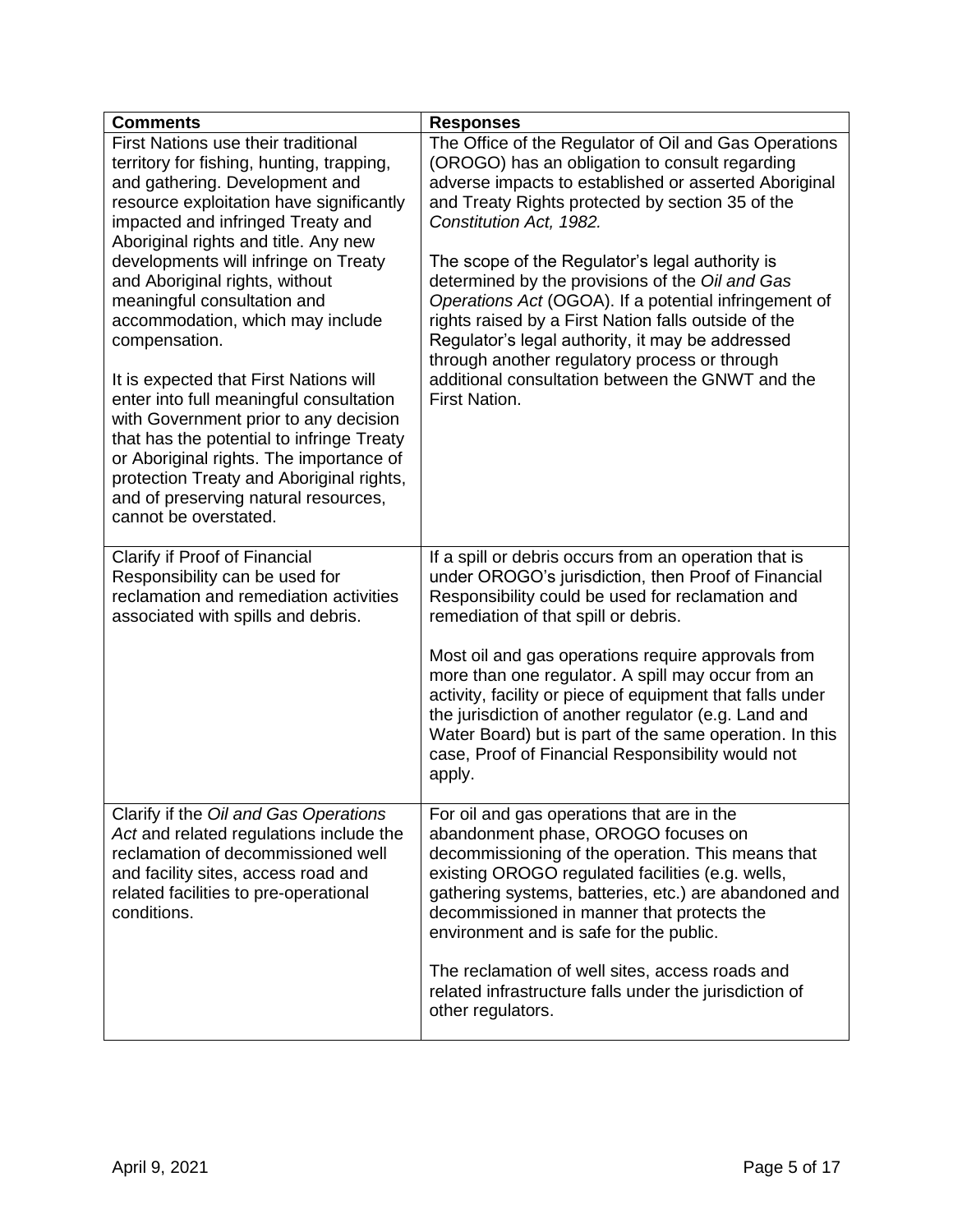| Comments | Responses |
|---|---|
| First Nations use their traditional territory for fishing, hunting, trapping, and gathering. Development and resource exploitation have significantly impacted and infringed Treaty and Aboriginal rights and title. Any new developments will infringe on Treaty and Aboriginal rights, without meaningful consultation and accommodation, which may include compensation.<br><br>It is expected that First Nations will enter into full meaningful consultation with Government prior to any decision that has the potential to infringe Treaty or Aboriginal rights. The importance of protection Treaty and Aboriginal rights, and of preserving natural resources, cannot be overstated. | The Office of the Regulator of Oil and Gas Operations (OROGO) has an obligation to consult regarding adverse impacts to established or asserted Aboriginal and Treaty Rights protected by section 35 of the *Constitution Act, 1982.*<br><br>The scope of the Regulator's legal authority is determined by the provisions of the *Oil and Gas Operations Act* (OGOA). If a potential infringement of rights raised by a First Nation falls outside of the Regulator's legal authority, it may be addressed through another regulatory process or through additional consultation between the GNWT and the First Nation. |
| Clarify if Proof of Financial Responsibility can be used for reclamation and remediation activities associated with spills and debris. | If a spill or debris occurs from an operation that is under OROGO's jurisdiction, then Proof of Financial Responsibility could be used for reclamation and remediation of that spill or debris.<br><br>Most oil and gas operations require approvals from more than one regulator. A spill may occur from an activity, facility or piece of equipment that falls under the jurisdiction of another regulator (e.g. Land and Water Board) but is part of the same operation. In this case, Proof of Financial Responsibility would not apply. |
| Clarify if the *Oil and Gas Operations Act* and related regulations include the reclamation of decommissioned well and facility sites, access road and related facilities to pre-operational conditions. | For oil and gas operations that are in the abandonment phase, OROGO focuses on decommissioning of the operation. This means that existing OROGO regulated facilities (e.g. wells, gathering systems, batteries, etc.) are abandoned and decommissioned in manner that protects the environment and is safe for the public.<br><br>The reclamation of well sites, access roads and related infrastructure falls under the jurisdiction of other regulators. |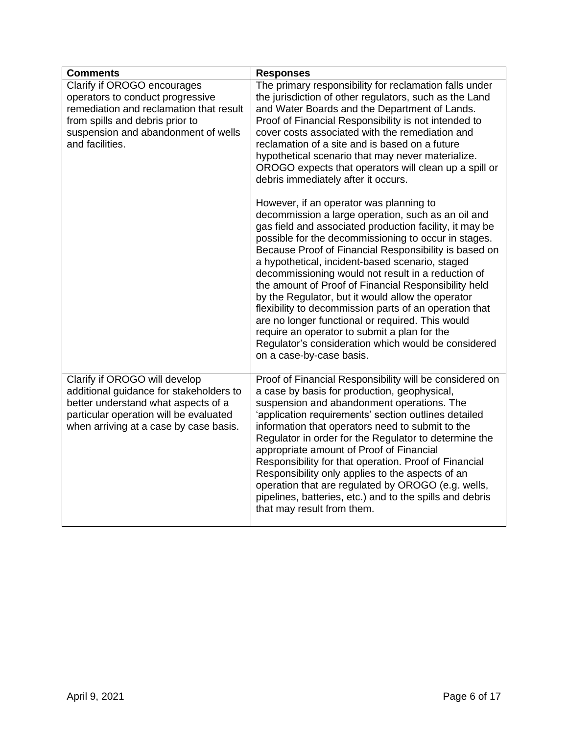| Comments | Responses |
| --- | --- |
| Clarify if OROGO encourages operators to conduct progressive remediation and reclamation that result from spills and debris prior to suspension and abandonment of wells and facilities. | The primary responsibility for reclamation falls under the jurisdiction of other regulators, such as the Land and Water Boards and the Department of Lands. Proof of Financial Responsibility is not intended to cover costs associated with the remediation and reclamation of a site and is based on a future hypothetical scenario that may never materialize. OROGO expects that operators will clean up a spill or debris immediately after it occurs.<br><br>However, if an operator was planning to decommission a large operation, such as an oil and gas field and associated production facility, it may be possible for the decommissioning to occur in stages. Because Proof of Financial Responsibility is based on a hypothetical, incident-based scenario, staged decommissioning would not result in a reduction of the amount of Proof of Financial Responsibility held by the Regulator, but it would allow the operator flexibility to decommission parts of an operation that are no longer functional or required. This would require an operator to submit a plan for the Regulator's consideration which would be considered on a case-by-case basis. |
| Clarify if OROGO will develop additional guidance for stakeholders to better understand what aspects of a particular operation will be evaluated when arriving at a case by case basis. | Proof of Financial Responsibility will be considered on a case by basis for production, geophysical, suspension and abandonment operations. The 'application requirements' section outlines detailed information that operators need to submit to the Regulator in order for the Regulator to determine the appropriate amount of Proof of Financial Responsibility for that operation. Proof of Financial Responsibility only applies to the aspects of an operation that are regulated by OROGO (e.g. wells, pipelines, batteries, etc.) and to the spills and debris that may result from them. |

April 9, 2021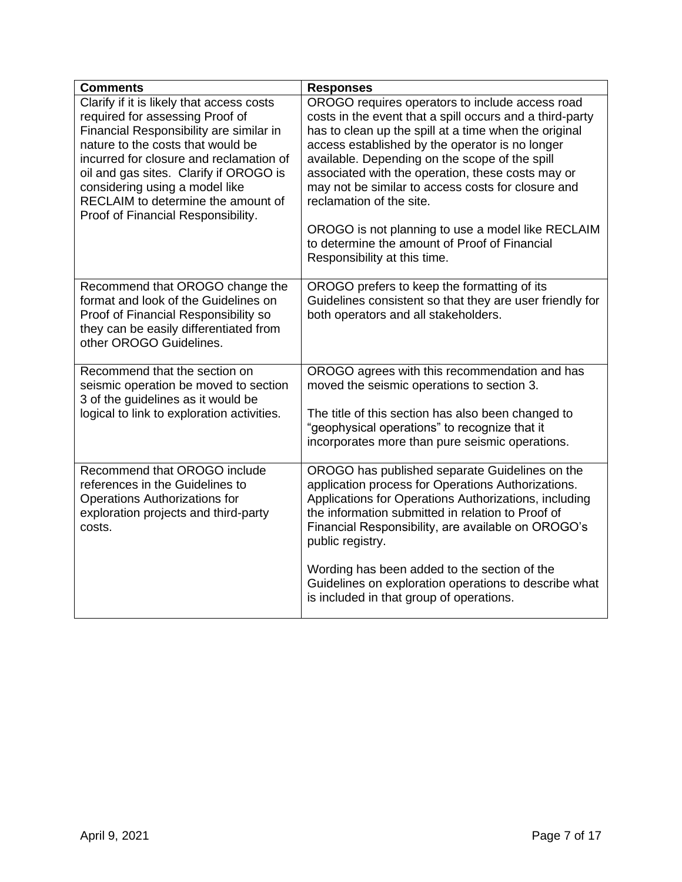| Comments | Responses |
|---|---|
| Clarify if it is likely that access costs required for assessing Proof of Financial Responsibility are similar in nature to the costs that would be incurred for closure and reclamation of oil and gas sites. Clarify if OROGO is considering using a model like RECLAIM to determine the amount of Proof of Financial Responsibility. | OROGO requires operators to include access road costs in the event that a spill occurs and a third-party has to clean up the spill at a time when the original access established by the operator is no longer available. Depending on the scope of the spill associated with the operation, these costs may or may not be similar to access costs for closure and reclamation of the site.<br><br>OROGO is not planning to use a model like RECLAIM to determine the amount of Proof of Financial Responsibility at this time. |
| Recommend that OROGO change the format and look of the Guidelines on Proof of Financial Responsibility so they can be easily differentiated from other OROGO Guidelines. | OROGO prefers to keep the formatting of its Guidelines consistent so that they are user friendly for both operators and all stakeholders. |
| Recommend that the section on seismic operation be moved to section 3 of the guidelines as it would be logical to link to exploration activities. | OROGO agrees with this recommendation and has moved the seismic operations to section 3.<br><br>The title of this section has also been changed to "geophysical operations" to recognize that it incorporates more than pure seismic operations. |
| Recommend that OROGO include references in the Guidelines to Operations Authorizations for exploration projects and third-party costs. | OROGO has published separate Guidelines on the application process for Operations Authorizations. Applications for Operations Authorizations, including the information submitted in relation to Proof of Financial Responsibility, are available on OROGO's public registry.<br><br>Wording has been added to the section of the Guidelines on exploration operations to describe what is included in that group of operations. |

April 9, 2021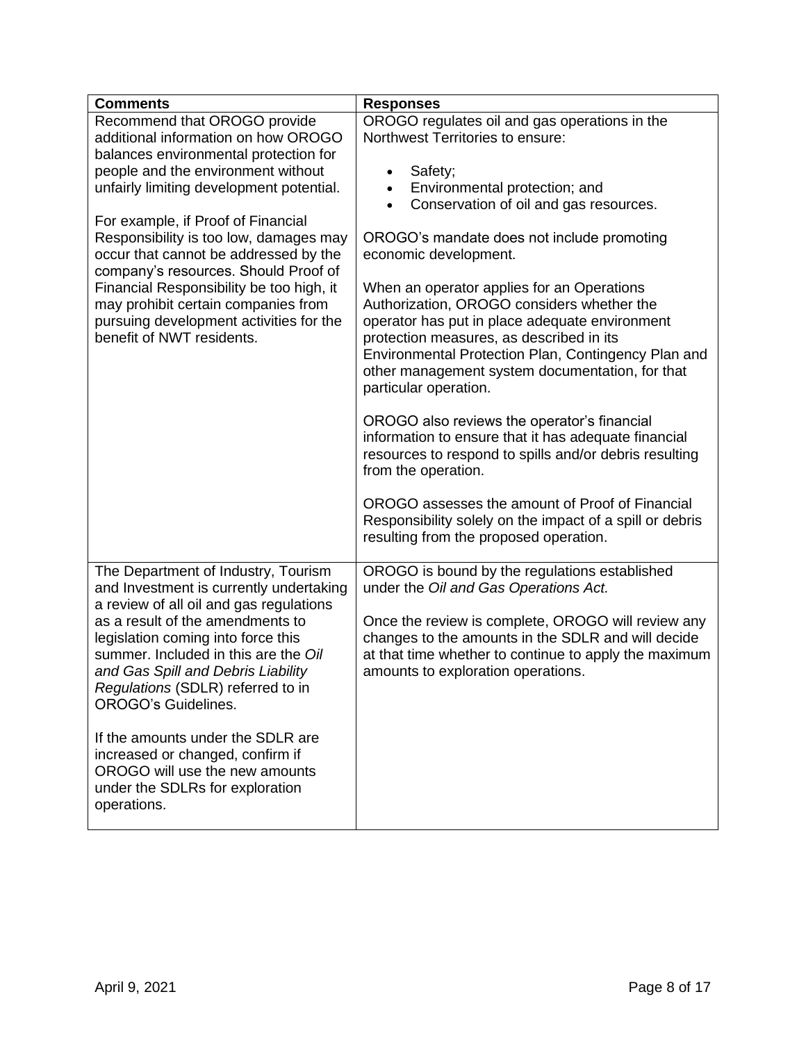| Comments | Responses |
|---|---|
| Recommend that OROGO provide additional information on how OROGO balances environmental protection for people and the environment without unfairly limiting development potential.<br><br>For example, if Proof of Financial Responsibility is too low, damages may occur that cannot be addressed by the company's resources. Should Proof of Financial Responsibility be too high, it may prohibit certain companies from pursuing development activities for the benefit of NWT residents. | OROGO regulates oil and gas operations in the Northwest Territories to ensure:<br><br>• Safety;<br>• Environmental protection; and<br>• Conservation of oil and gas resources.<br><br>OROGO's mandate does not include promoting economic development.<br><br>When an operator applies for an Operations Authorization, OROGO considers whether the operator has put in place adequate environment protection measures, as described in its Environmental Protection Plan, Contingency Plan and other management system documentation, for that particular operation.<br><br>OROGO also reviews the operator's financial information to ensure that it has adequate financial resources to respond to spills and/or debris resulting from the operation.<br><br>OROGO assesses the amount of Proof of Financial Responsibility solely on the impact of a spill or debris resulting from the proposed operation. |
| The Department of Industry, Tourism and Investment is currently undertaking a review of all oil and gas regulations as a result of the amendments to legislation coming into force this summer. Included in this are the *Oil and Gas Spill and Debris Liability Regulations* (SDLR) referred to in OROGO's Guidelines.<br><br>If the amounts under the SDLR are increased or changed, confirm if OROGO will use the new amounts under the SDLRs for exploration operations. | OROGO is bound by the regulations established under the *Oil and Gas Operations Act.*<br><br>Once the review is complete, OROGO will review any changes to the amounts in the SDLR and will decide at that time whether to continue to apply the maximum amounts to exploration operations. |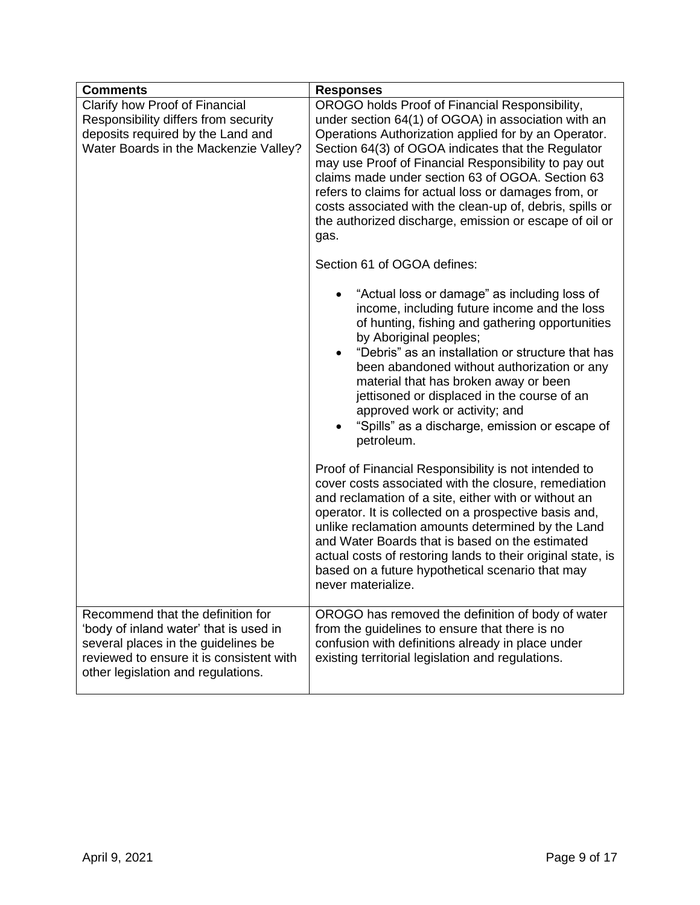| Comments | Responses |
| --- | --- |
| Clarify how Proof of Financial Responsibility differs from security deposits required by the Land and Water Boards in the Mackenzie Valley? | OROGO holds Proof of Financial Responsibility, under section 64(1) of OGOA) in association with an Operations Authorization applied for by an Operator. Section 64(3) of OGOA indicates that the Regulator may use Proof of Financial Responsibility to pay out claims made under section 63 of OGOA. Section 63 refers to claims for actual loss or damages from, or costs associated with the clean-up of, debris, spills or the authorized discharge, emission or escape of oil or gas.<br><br>Section 61 of OGOA defines:<br><br>• "Actual loss or damage" as including loss of income, including future income and the loss of hunting, fishing and gathering opportunities by Aboriginal peoples;<br>• "Debris" as an installation or structure that has been abandoned without authorization or any material that has broken away or been jettisoned or displaced in the course of an approved work or activity; and<br>• "Spills" as a discharge, emission or escape of petroleum.<br><br>Proof of Financial Responsibility is not intended to cover costs associated with the closure, remediation and reclamation of a site, either with or without an operator. It is collected on a prospective basis and, unlike reclamation amounts determined by the Land and Water Boards that is based on the estimated actual costs of restoring lands to their original state, is based on a future hypothetical scenario that may never materialize. |
| Recommend that the definition for 'body of inland water' that is used in several places in the guidelines be reviewed to ensure it is consistent with other legislation and regulations. | OROGO has removed the definition of body of water from the guidelines to ensure that there is no confusion with definitions already in place under existing territorial legislation and regulations. |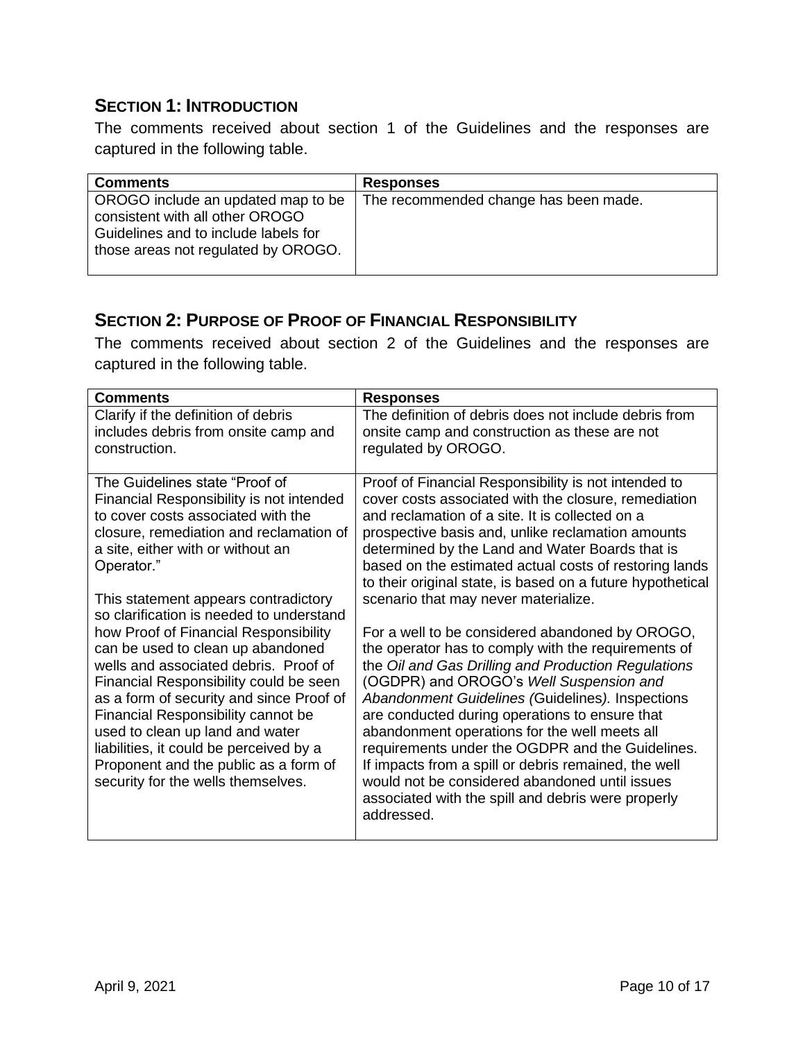## SECTION 1: INTRODUCTION

The comments received about section 1 of the Guidelines and the responses are captured in the following table.

| Comments | Responses |
| --- | --- |
| OROGO include an updated map to be consistent with all other OROGO Guidelines and to include labels for those areas not regulated by OROGO. | The recommended change has been made. |

## SECTION 2: PURPOSE OF PROOF OF FINANCIAL RESPONSIBILITY

The comments received about section 2 of the Guidelines and the responses are captured in the following table.

| Comments | Responses |
| --- | --- |
| Clarify if the definition of debris includes debris from onsite camp and construction. | The definition of debris does not include debris from onsite camp and construction as these are not regulated by OROGO. |
| The Guidelines state "Proof of Financial Responsibility is not intended to cover costs associated with the closure, remediation and reclamation of a site, either with or without an Operator."<br><br>This statement appears contradictory so clarification is needed to understand how Proof of Financial Responsibility can be used to clean up abandoned wells and associated debris. Proof of Financial Responsibility could be seen as a form of security and since Proof of Financial Responsibility cannot be used to clean up land and water liabilities, it could be perceived by a Proponent and the public as a form of security for the wells themselves. | Proof of Financial Responsibility is not intended to cover costs associated with the closure, remediation and reclamation of a site. It is collected on a prospective basis and, unlike reclamation amounts determined by the Land and Water Boards that is based on the estimated actual costs of restoring lands to their original state, is based on a future hypothetical scenario that may never materialize.<br><br>For a well to be considered abandoned by OROGO, the operator has to comply with the requirements of the *Oil and Gas Drilling and Production Regulations* (OGDPR) and OROGO's *Well Suspension and Abandonment Guidelines (*Guidelines*).* Inspections are conducted during operations to ensure that abandonment operations for the well meets all requirements under the OGDPR and the Guidelines. If impacts from a spill or debris remained, the well would not be considered abandoned until issues associated with the spill and debris were properly addressed. |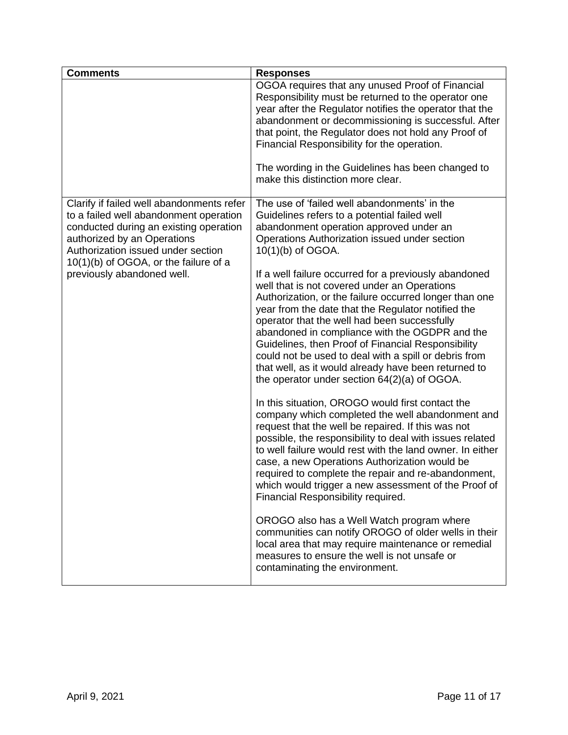| Comments | Responses |
|---|---|
| | OGOA requires that any unused Proof of Financial Responsibility must be returned to the operator one year after the Regulator notifies the operator that the abandonment or decommissioning is successful. After that point, the Regulator does not hold any Proof of Financial Responsibility for the operation.<br><br>The wording in the Guidelines has been changed to make this distinction more clear. |
| Clarify if failed well abandonments refer to a failed well abandonment operation conducted during an existing operation authorized by an Operations Authorization issued under section 10(1)(b) of OGOA, or the failure of a previously abandoned well. | The use of 'failed well abandonments' in the Guidelines refers to a potential failed well abandonment operation approved under an Operations Authorization issued under section 10(1)(b) of OGOA.<br><br>If a well failure occurred for a previously abandoned well that is not covered under an Operations Authorization, or the failure occurred longer than one year from the date that the Regulator notified the operator that the well had been successfully abandoned in compliance with the OGDPR and the Guidelines, then Proof of Financial Responsibility could not be used to deal with a spill or debris from that well, as it would already have been returned to the operator under section 64(2)(a) of OGOA.<br><br>In this situation, OROGO would first contact the company which completed the well abandonment and request that the well be repaired. If this was not possible, the responsibility to deal with issues related to well failure would rest with the land owner. In either case, a new Operations Authorization would be required to complete the repair and re-abandonment, which would trigger a new assessment of the Proof of Financial Responsibility required.<br><br>OROGO also has a Well Watch program where communities can notify OROGO of older wells in their local area that may require maintenance or remedial measures to ensure the well is not unsafe or contaminating the environment. |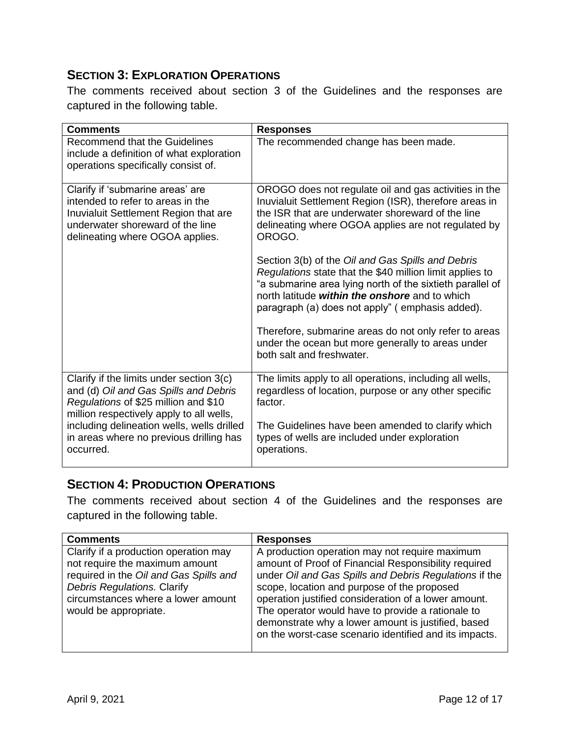## Section 3: Exploration Operations

The comments received about section 3 of the Guidelines and the responses are captured in the following table.

| Comments | Responses |
|---|---|
| Recommend that the Guidelines include a definition of what exploration operations specifically consist of. | The recommended change has been made. |
| Clarify if 'submarine areas' are intended to refer to areas in the Inuvialuit Settlement Region that are underwater shoreward of the line delineating where OGOA applies. | OROGO does not regulate oil and gas activities in the Inuvialuit Settlement Region (ISR), therefore areas in the ISR that are underwater shoreward of the line delineating where OGOA applies are not regulated by OROGO.<br><br>Section 3(b) of the *Oil and Gas Spills and Debris Regulations* state that the $40 million limit applies to "a submarine area lying north of the sixtieth parallel of north latitude ***within the onshore*** and to which paragraph (a) does not apply" ( emphasis added).<br><br>Therefore, submarine areas do not only refer to areas under the ocean but more generally to areas under both salt and freshwater. |
| Clarify if the limits under section 3(c) and (d) *Oil and Gas Spills and Debris Regulations* of $25 million and $10 million respectively apply to all wells, including delineation wells, wells drilled in areas where no previous drilling has occurred. | The limits apply to all operations, including all wells, regardless of location, purpose or any other specific factor.<br><br>The Guidelines have been amended to clarify which types of wells are included under exploration operations. |

## Section 4: Production Operations

The comments received about section 4 of the Guidelines and the responses are captured in the following table.

| Comments | Responses |
|---|---|
| Clarify if a production operation may not require the maximum amount required in the *Oil and Gas Spills and Debris Regulations.* Clarify circumstances where a lower amount would be appropriate. | A production operation may not require maximum amount of Proof of Financial Responsibility required under *Oil and Gas Spills and Debris Regulations* if the scope, location and purpose of the proposed operation justified consideration of a lower amount. The operator would have to provide a rationale to demonstrate why a lower amount is justified, based on the worst-case scenario identified and its impacts. |

April 9, 2021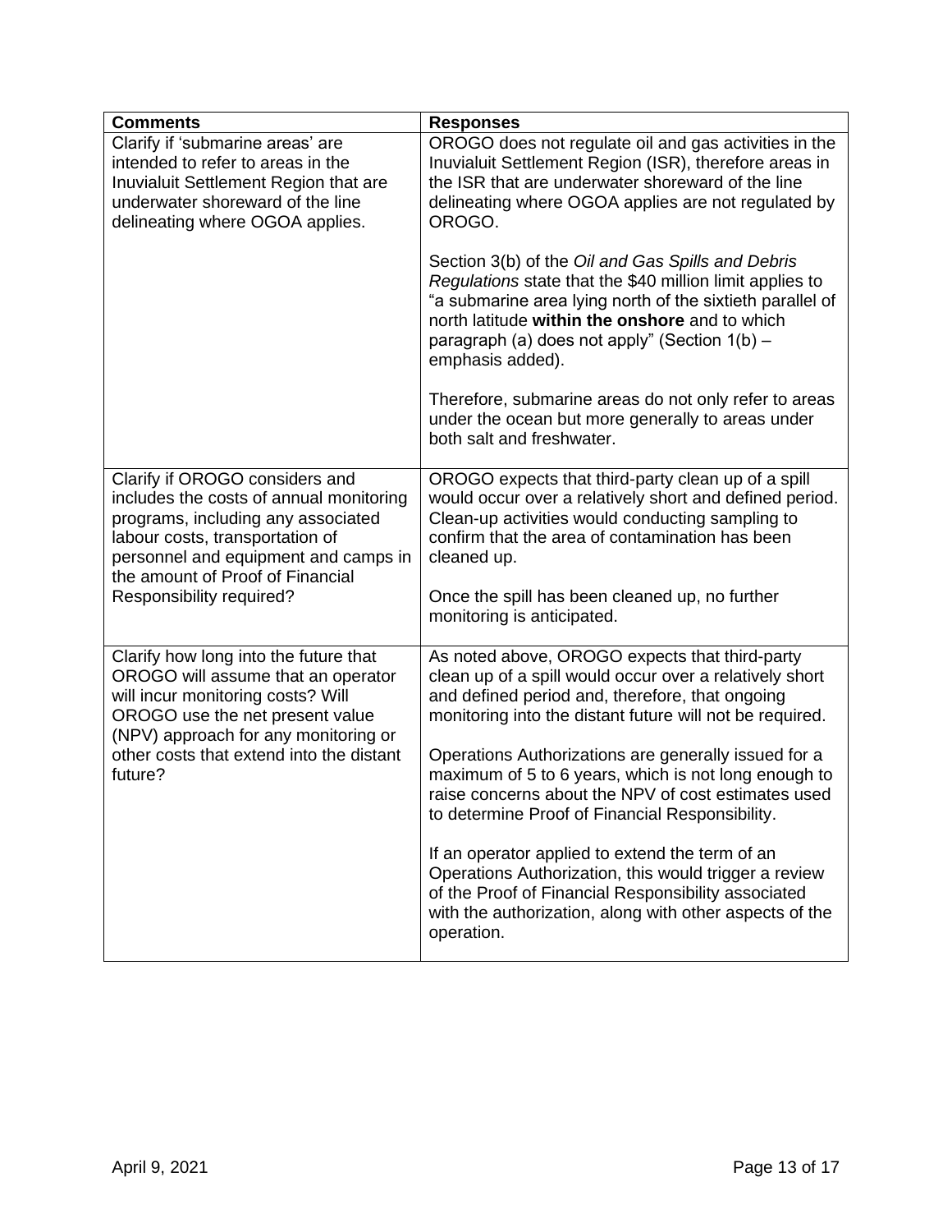| Comments | Responses |
|---|---|
| Clarify if 'submarine areas' are intended to refer to areas in the Inuvialuit Settlement Region that are underwater shoreward of the line delineating where OGOA applies. | OROGO does not regulate oil and gas activities in the Inuvialuit Settlement Region (ISR), therefore areas in the ISR that are underwater shoreward of the line delineating where OGOA applies are not regulated by OROGO.<br><br>Section 3(b) of the *Oil and Gas Spills and Debris Regulations* state that the \$40 million limit applies to "a submarine area lying north of the sixtieth parallel of north latitude **within the onshore** and to which paragraph (a) does not apply" (Section 1(b) – emphasis added).<br><br>Therefore, submarine areas do not only refer to areas under the ocean but more generally to areas under both salt and freshwater. |
| Clarify if OROGO considers and includes the costs of annual monitoring programs, including any associated labour costs, transportation of personnel and equipment and camps in the amount of Proof of Financial Responsibility required? | OROGO expects that third-party clean up of a spill would occur over a relatively short and defined period. Clean-up activities would conducting sampling to confirm that the area of contamination has been cleaned up.<br><br>Once the spill has been cleaned up, no further monitoring is anticipated. |
| Clarify how long into the future that OROGO will assume that an operator will incur monitoring costs? Will OROGO use the net present value (NPV) approach for any monitoring or other costs that extend into the distant future? | As noted above, OROGO expects that third-party clean up of a spill would occur over a relatively short and defined period and, therefore, that ongoing monitoring into the distant future will not be required.<br><br>Operations Authorizations are generally issued for a maximum of 5 to 6 years, which is not long enough to raise concerns about the NPV of cost estimates used to determine Proof of Financial Responsibility.<br><br>If an operator applied to extend the term of an Operations Authorization, this would trigger a review of the Proof of Financial Responsibility associated with the authorization, along with other aspects of the operation. |

April 9, 2021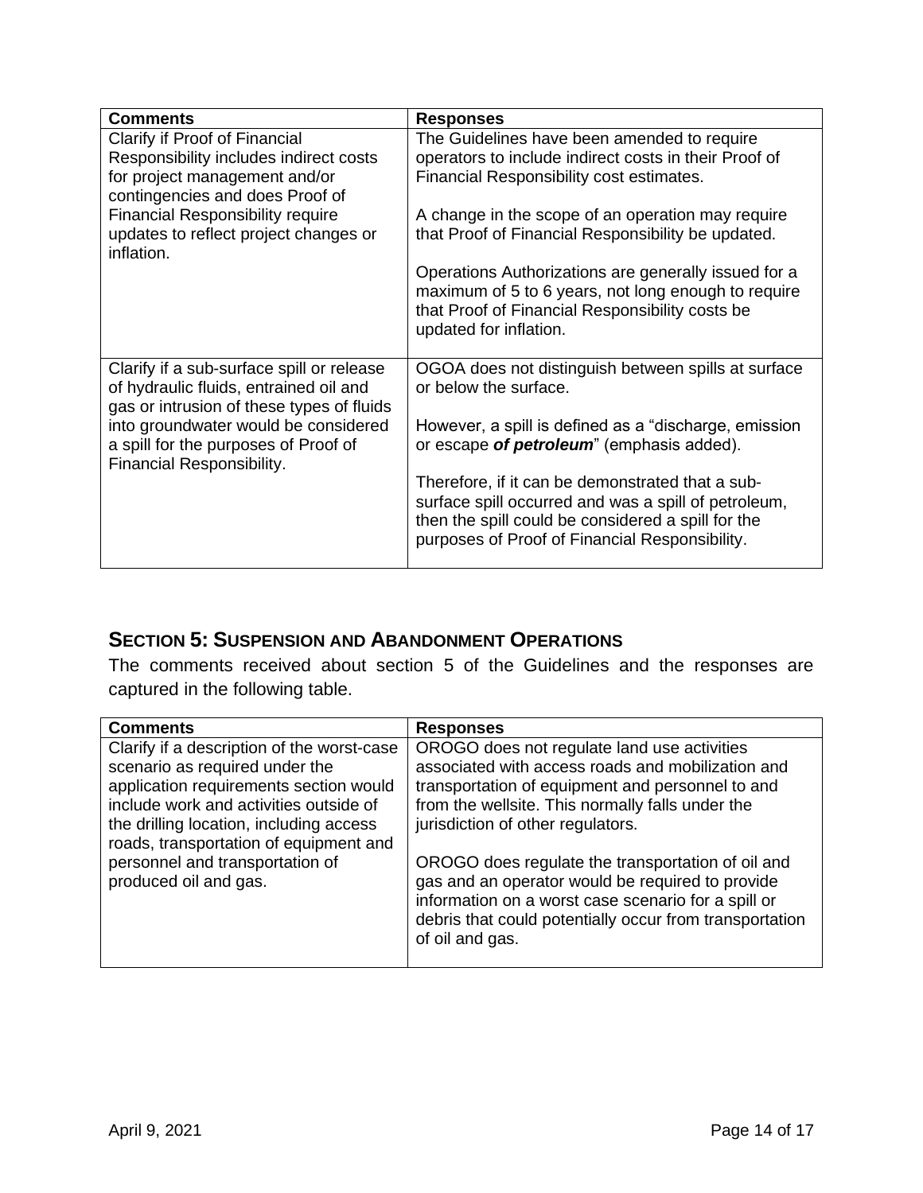| Comments | Responses |
|---|---|
| Clarify if Proof of Financial Responsibility includes indirect costs for project management and/or contingencies and does Proof of Financial Responsibility require updates to reflect project changes or inflation. | The Guidelines have been amended to require operators to include indirect costs in their Proof of Financial Responsibility cost estimates.<br><br>A change in the scope of an operation may require that Proof of Financial Responsibility be updated.<br><br>Operations Authorizations are generally issued for a maximum of 5 to 6 years, not long enough to require that Proof of Financial Responsibility costs be updated for inflation. |
| Clarify if a sub-surface spill or release of hydraulic fluids, entrained oil and gas or intrusion of these types of fluids into groundwater would be considered a spill for the purposes of Proof of Financial Responsibility. | OGOA does not distinguish between spills at surface or below the surface.<br><br>However, a spill is defined as a "discharge, emission or escape ***of petroleum***" (emphasis added).<br><br>Therefore, if it can be demonstrated that a sub-surface spill occurred and was a spill of petroleum, then the spill could be considered a spill for the purposes of Proof of Financial Responsibility. |

## SECTION 5: SUSPENSION AND ABANDONMENT OPERATIONS

The comments received about section 5 of the Guidelines and the responses are captured in the following table.

| Comments | Responses |
|---|---|
| Clarify if a description of the worst-case scenario as required under the application requirements section would include work and activities outside of the drilling location, including access roads, transportation of equipment and personnel and transportation of produced oil and gas. | OROGO does not regulate land use activities associated with access roads and mobilization and transportation of equipment and personnel to and from the wellsite. This normally falls under the jurisdiction of other regulators.<br><br>OROGO does regulate the transportation of oil and gas and an operator would be required to provide information on a worst case scenario for a spill or debris that could potentially occur from transportation of oil and gas. |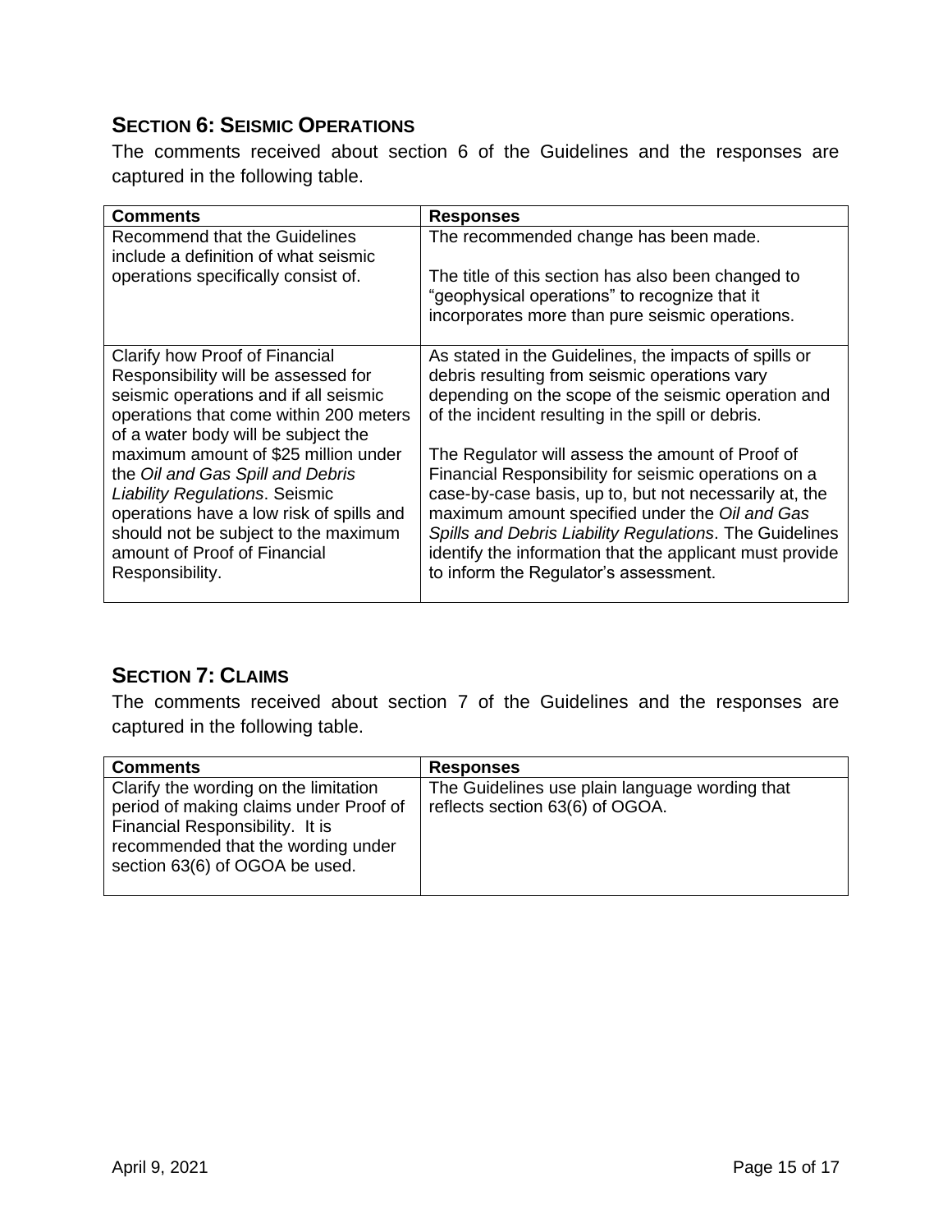## SECTION 6: SEISMIC OPERATIONS

The comments received about section 6 of the Guidelines and the responses are captured in the following table.

| Comments | Responses |
|---|---|
| Recommend that the Guidelines include a definition of what seismic operations specifically consist of. | The recommended change has been made.<br><br>The title of this section has also been changed to "geophysical operations" to recognize that it incorporates more than pure seismic operations. |
| Clarify how Proof of Financial Responsibility will be assessed for seismic operations and if all seismic operations that come within 200 meters of a water body will be subject the maximum amount of $25 million under the *Oil and Gas Spill and Debris Liability Regulations*. Seismic operations have a low risk of spills and should not be subject to the maximum amount of Proof of Financial Responsibility. | As stated in the Guidelines, the impacts of spills or debris resulting from seismic operations vary depending on the scope of the seismic operation and of the incident resulting in the spill or debris.<br><br>The Regulator will assess the amount of Proof of Financial Responsibility for seismic operations on a case-by-case basis, up to, but not necessarily at, the maximum amount specified under the *Oil and Gas Spills and Debris Liability Regulations*. The Guidelines identify the information that the applicant must provide to inform the Regulator's assessment. |

## SECTION 7: CLAIMS

The comments received about section 7 of the Guidelines and the responses are captured in the following table.

| Comments | Responses |
|---|---|
| Clarify the wording on the limitation period of making claims under Proof of Financial Responsibility. It is recommended that the wording under section 63(6) of OGOA be used. | The Guidelines use plain language wording that reflects section 63(6) of OGOA. |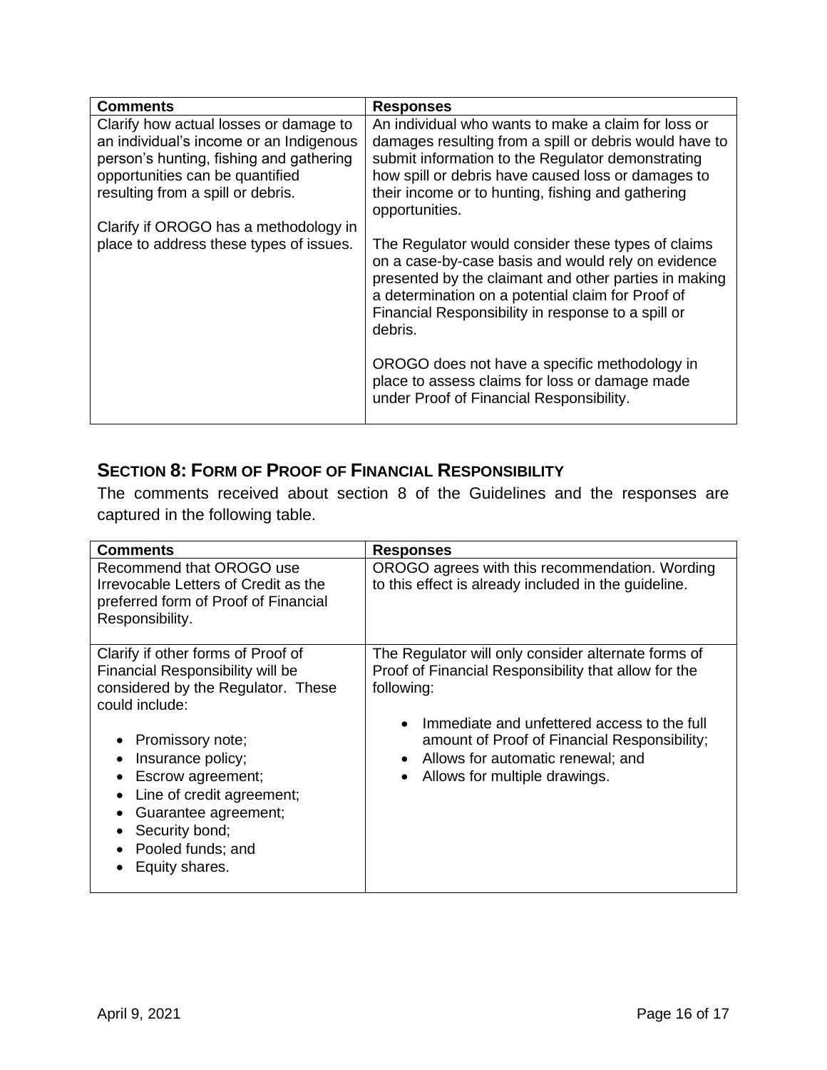| Comments | Responses |
|---|---|
| Clarify how actual losses or damage to an individual's income or an Indigenous person's hunting, fishing and gathering opportunities can be quantified resulting from a spill or debris.<br><br>Clarify if OROGO has a methodology in place to address these types of issues. | An individual who wants to make a claim for loss or damages resulting from a spill or debris would have to submit information to the Regulator demonstrating how spill or debris have caused loss or damages to their income or to hunting, fishing and gathering opportunities.<br><br>The Regulator would consider these types of claims on a case-by-case basis and would rely on evidence presented by the claimant and other parties in making a determination on a potential claim for Proof of Financial Responsibility in response to a spill or debris.<br><br>OROGO does not have a specific methodology in place to assess claims for loss or damage made under Proof of Financial Responsibility. |

## Section 8: Form of Proof of Financial Responsibility

The comments received about section 8 of the Guidelines and the responses are captured in the following table.

| Comments | Responses |
|---|---|
| Recommend that OROGO use Irrevocable Letters of Credit as the preferred form of Proof of Financial Responsibility. | OROGO agrees with this recommendation. Wording to this effect is already included in the guideline. |
| Clarify if other forms of Proof of Financial Responsibility will be considered by the Regulator. These could include:<br>• Promissory note;<br>• Insurance policy;<br>• Escrow agreement;<br>• Line of credit agreement;<br>• Guarantee agreement;<br>• Security bond;<br>• Pooled funds; and<br>• Equity shares. | The Regulator will only consider alternate forms of Proof of Financial Responsibility that allow for the following:<br>• Immediate and unfettered access to the full amount of Proof of Financial Responsibility;<br>• Allows for automatic renewal; and<br>• Allows for multiple drawings. |

April 9, 2021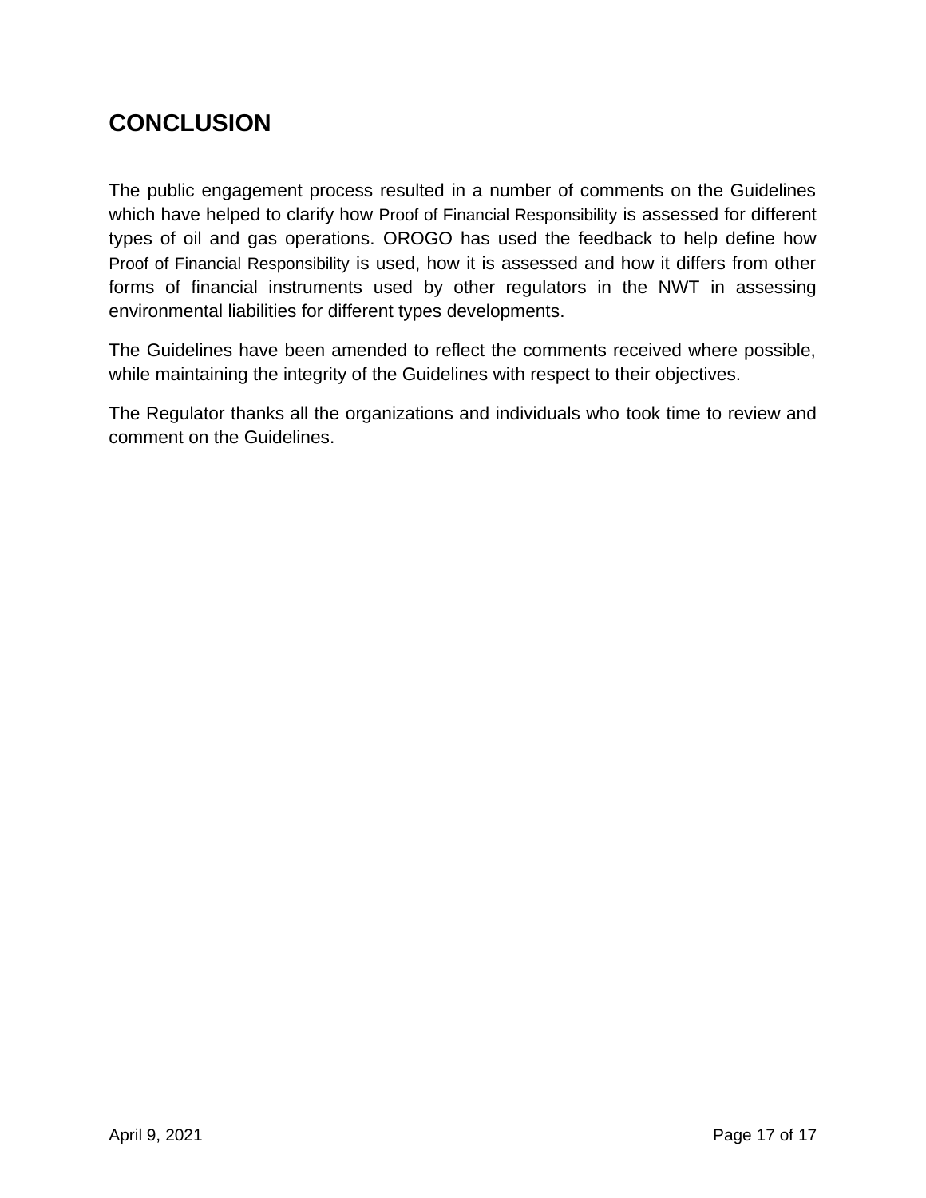## CONCLUSION

The public engagement process resulted in a number of comments on the Guidelines which have helped to clarify how Proof of Financial Responsibility is assessed for different types of oil and gas operations. OROGO has used the feedback to help define how Proof of Financial Responsibility is used, how it is assessed and how it differs from other forms of financial instruments used by other regulators in the NWT in assessing environmental liabilities for different types developments.

The Guidelines have been amended to reflect the comments received where possible, while maintaining the integrity of the Guidelines with respect to their objectives.

The Regulator thanks all the organizations and individuals who took time to review and comment on the Guidelines.